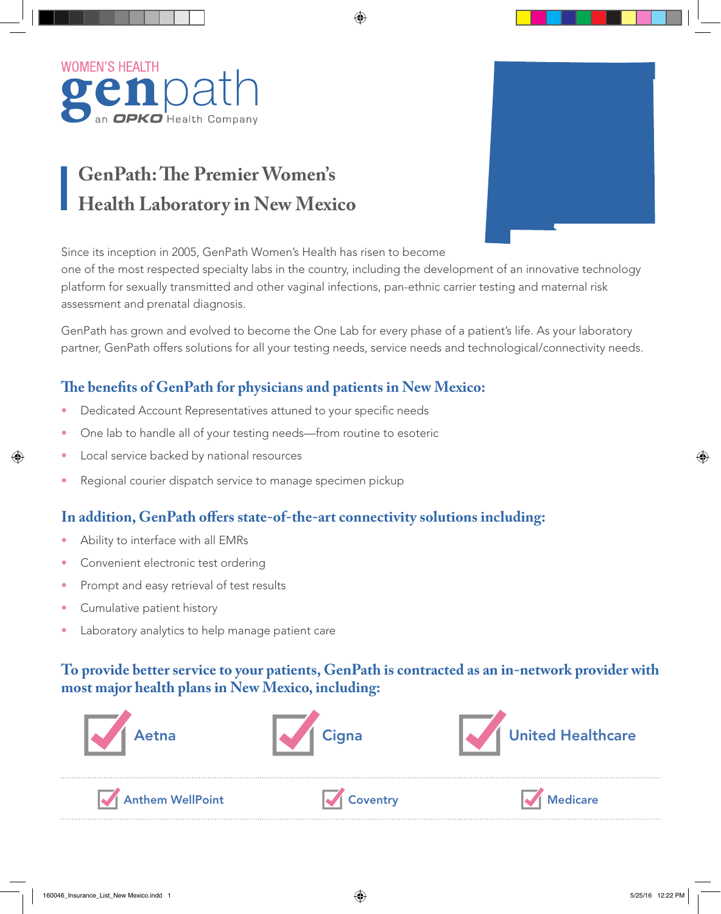WOMEN'S HEALTH
genpath
an OPKO Health Company

# GenPath: The Premier Women's Health Laboratory in New Mexico

Since its inception in 2005, GenPath Women's Health has risen to become one of the most respected specialty labs in the country, including the development of an innovative technology platform for sexually transmitted and other vaginal infections, pan-ethnic carrier testing and maternal risk assessment and prenatal diagnosis.

GenPath has grown and evolved to become the One Lab for every phase of a patient's life. As your laboratory partner, GenPath offers solutions for all your testing needs, service needs and technological/connectivity needs.

## The benefits of GenPath for physicians and patients in New Mexico:

- Dedicated Account Representatives attuned to your specific needs
- One lab to handle all of your testing needs—from routine to esoteric
- Local service backed by national resources
- Regional courier dispatch service to manage specimen pickup

## In addition, GenPath offers state-of-the-art connectivity solutions including:

- Ability to interface with all EMRs
- Convenient electronic test ordering
- Prompt and easy retrieval of test results
- Cumulative patient history
- Laboratory analytics to help manage patient care

## To provide better service to your patients, GenPath is contracted as an in-network provider with most major health plans in New Mexico, including:

- Aetna
- Cigna
- United Healthcare
- Anthem WellPoint
- Coventry
- Medicare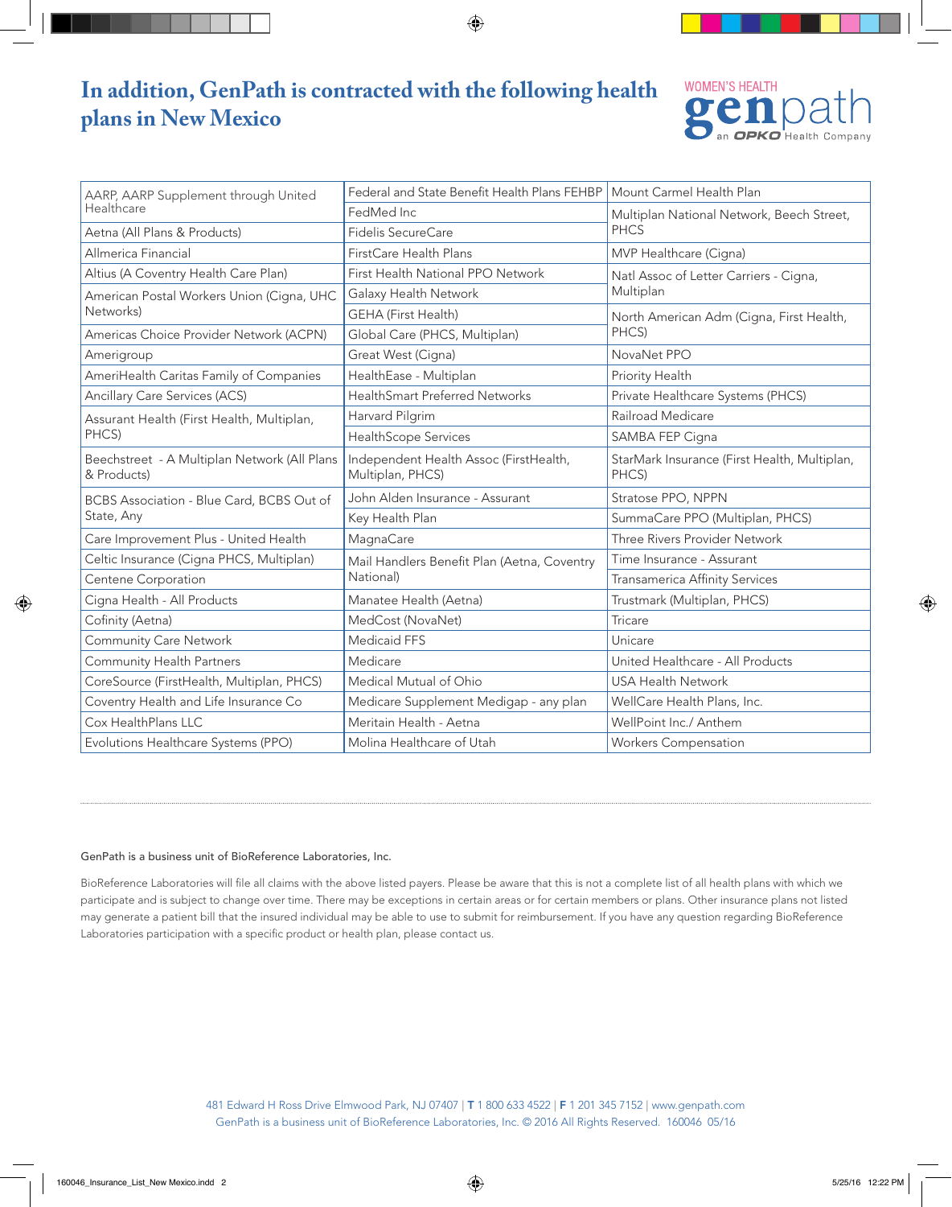# In addition, GenPath is contracted with the following health plans in New Mexico

WOMEN'S HEALTH genpath an OPKO Health Company

| | | |
|---|---|---|
| AARP, AARP Supplement through United Healthcare | Federal and State Benefit Health Plans FEHBP | Mount Carmel Health Plan |
| | FedMed Inc | Multiplan National Network, Beech Street, PHCS |
| Aetna (All Plans & Products) | Fidelis SecureCare | |
| Allmerica Financial | FirstCare Health Plans | MVP Healthcare (Cigna) |
| Altius (A Coventry Health Care Plan) | First Health National PPO Network | Natl Assoc of Letter Carriers - Cigna, Multiplan |
| American Postal Workers Union (Cigna, UHC Networks) | Galaxy Health Network | |
| | GEHA (First Health) | North American Adm (Cigna, First Health, PHCS) |
| Americas Choice Provider Network (ACPN) | Global Care (PHCS, Multiplan) | |
| Amerigroup | Great West (Cigna) | NovaNet PPO |
| AmeriHealth Caritas Family of Companies | HealthEase - Multiplan | Priority Health |
| Ancillary Care Services (ACS) | HealthSmart Preferred Networks | Private Healthcare Systems (PHCS) |
| Assurant Health (First Health, Multiplan, PHCS) | Harvard Pilgrim | Railroad Medicare |
| | HealthScope Services | SAMBA FEP Cigna |
| Beechstreet - A Multiplan Network (All Plans & Products) | Independent Health Assoc (FirstHealth, Multiplan, PHCS) | StarMark Insurance (First Health, Multiplan, PHCS) |
| BCBS Association - Blue Card, BCBS Out of State, Any | John Alden Insurance - Assurant | Stratose PPO, NPPN |
| | Key Health Plan | SummaCare PPO (Multiplan, PHCS) |
| Care Improvement Plus - United Health | MagnaCare | Three Rivers Provider Network |
| Celtic Insurance (Cigna PHCS, Multiplan) | Mail Handlers Benefit Plan (Aetna, Coventry National) | Time Insurance - Assurant |
| Centene Corporation | | Transamerica Affinity Services |
| Cigna Health - All Products | Manatee Health (Aetna) | Trustmark (Multiplan, PHCS) |
| Cofinity (Aetna) | MedCost (NovaNet) | Tricare |
| Community Care Network | Medicaid FFS | Unicare |
| Community Health Partners | Medicare | United Healthcare - All Products |
| CoreSource (FirstHealth, Multiplan, PHCS) | Medical Mutual of Ohio | USA Health Network |
| Coventry Health and Life Insurance Co | Medicare Supplement Medigap - any plan | WellCare Health Plans, Inc. |
| Cox HealthPlans LLC | Meritain Health - Aetna | WellPoint Inc./ Anthem |
| Evolutions Healthcare Systems (PPO) | Molina Healthcare of Utah | Workers Compensation |

GenPath is a business unit of BioReference Laboratories, Inc.

BioReference Laboratories will file all claims with the above listed payers. Please be aware that this is not a complete list of all health plans with which we participate and is subject to change over time. There may be exceptions in certain areas or for certain members or plans. Other insurance plans not listed may generate a patient bill that the insured individual may be able to use to submit for reimbursement. If you have any question regarding BioReference Laboratories participation with a specific product or health plan, please contact us.

481 Edward H Ross Drive Elmwood Park, NJ 07407 | **T** 1 800 633 4522 | **F** 1 201 345 7152 | www.genpath.com
GenPath is a business unit of BioReference Laboratories, Inc. © 2016 All Rights Reserved. 160046 05/16